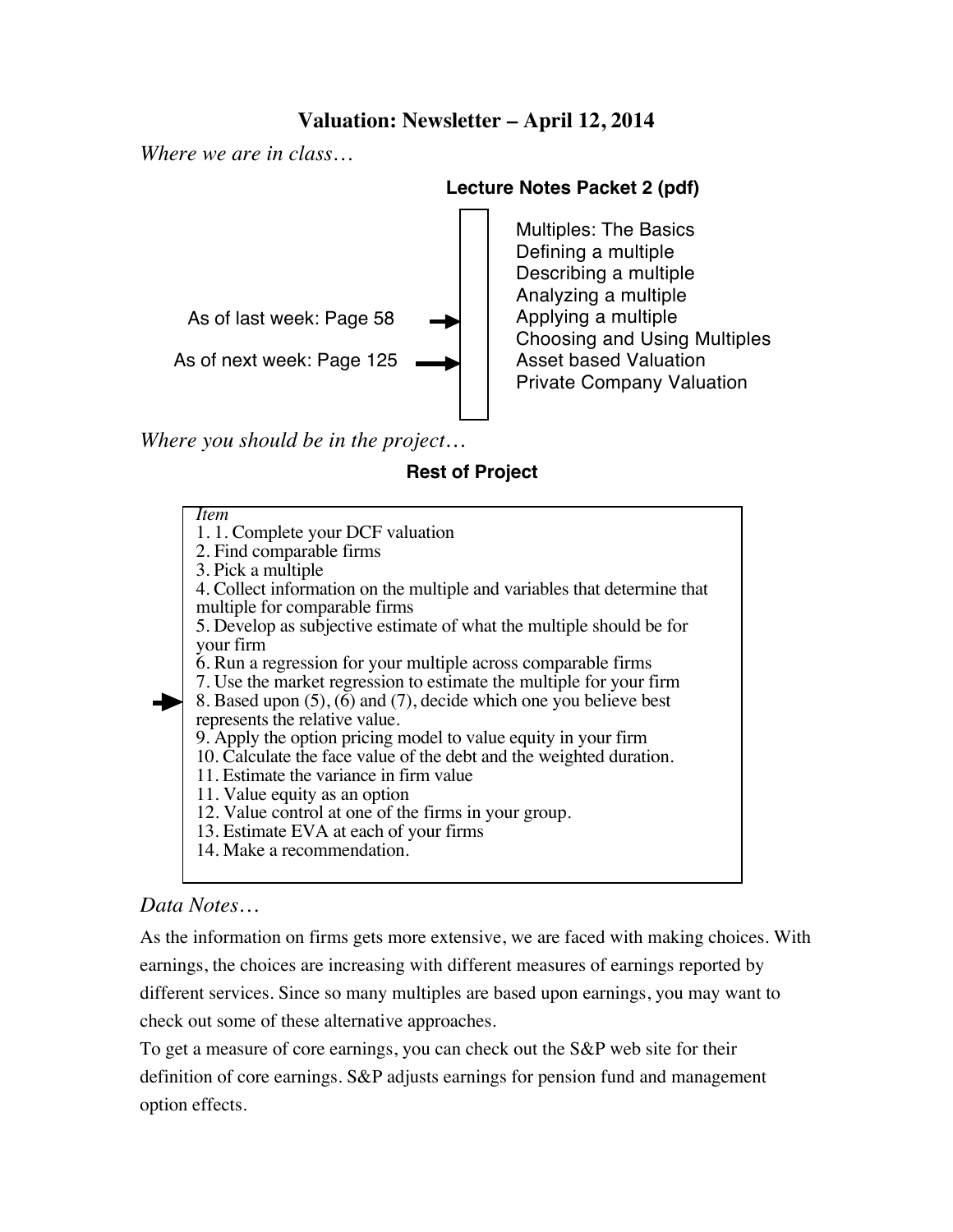# Valuation: Newsletter – April 12, 2014

*Where we are in class…*

**Lecture Notes Packet 2 (pdf)**

- Multiples: The Basics
- Defining a multiple
- Describing a multiple
- Analyzing a multiple
- Applying a multiple ← As of last week: Page 58
- Choosing and Using Multiples
- Asset based Valuation ← As of next week: Page 125
- Private Company Valuation

*Where you should be in the project…*

**Rest of Project**

*Item*

1. 1. Complete your DCF valuation
2. Find comparable firms
3. Pick a multiple
4. Collect information on the multiple and variables that determine that multiple for comparable firms
5. Develop as subjective estimate of what the multiple should be for your firm
6. Run a regression for your multiple across comparable firms
7. Use the market regression to estimate the multiple for your firm
8. Based upon (5), (6) and (7), decide which one you believe best represents the relative value. ←
9. Apply the option pricing model to value equity in your firm
10. Calculate the face value of the debt and the weighted duration.
11. Estimate the variance in firm value
11. Value equity as an option
12. Value control at one of the firms in your group.
13. Estimate EVA at each of your firms
14. Make a recommendation.

## *Data Notes…*

As the information on firms gets more extensive, we are faced with making choices. With earnings, the choices are increasing with different measures of earnings reported by different services. Since so many multiples are based upon earnings, you may want to check out some of these alternative approaches.

To get a measure of core earnings, you can check out the S&P web site for their definition of core earnings. S&P adjusts earnings for pension fund and management option effects.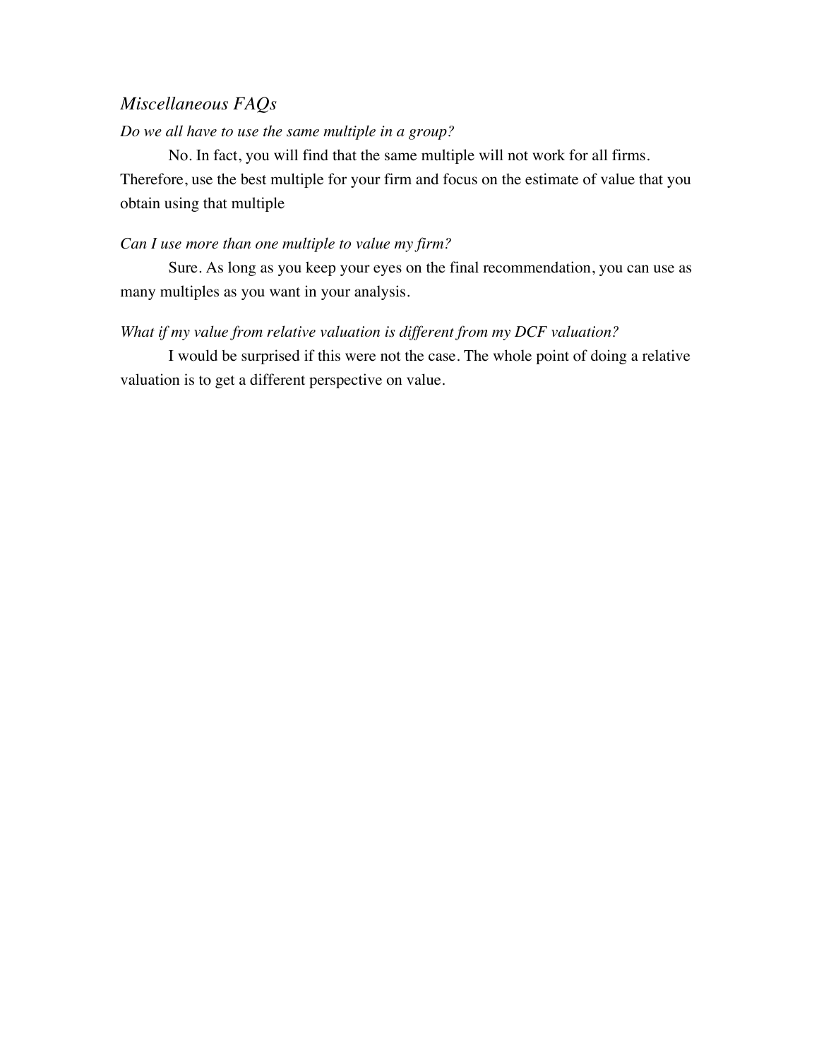## *Miscellaneous FAQs*

*Do we all have to use the same multiple in a group?*

No. In fact, you will find that the same multiple will not work for all firms. Therefore, use the best multiple for your firm and focus on the estimate of value that you obtain using that multiple

*Can I use more than one multiple to value my firm?*

Sure. As long as you keep your eyes on the final recommendation, you can use as many multiples as you want in your analysis.

*What if my value from relative valuation is different from my DCF valuation?*

I would be surprised if this were not the case. The whole point of doing a relative valuation is to get a different perspective on value.